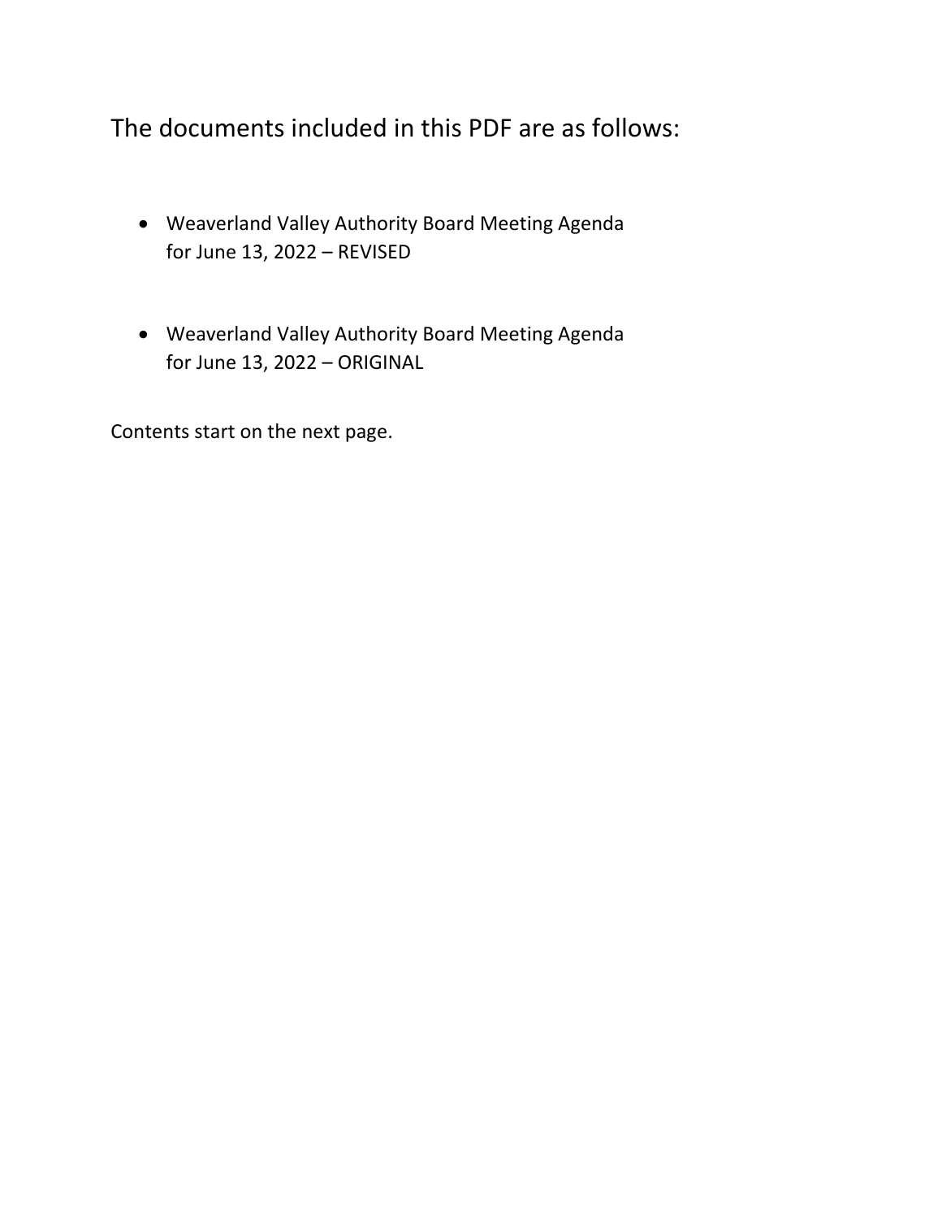The documents included in this PDF are as follows:

- Weaverland Valley Authority Board Meeting Agenda for June 13, 2022 – REVISED
- Weaverland Valley Authority Board Meeting Agenda for June 13, 2022 – ORIGINAL

Contents start on the next page.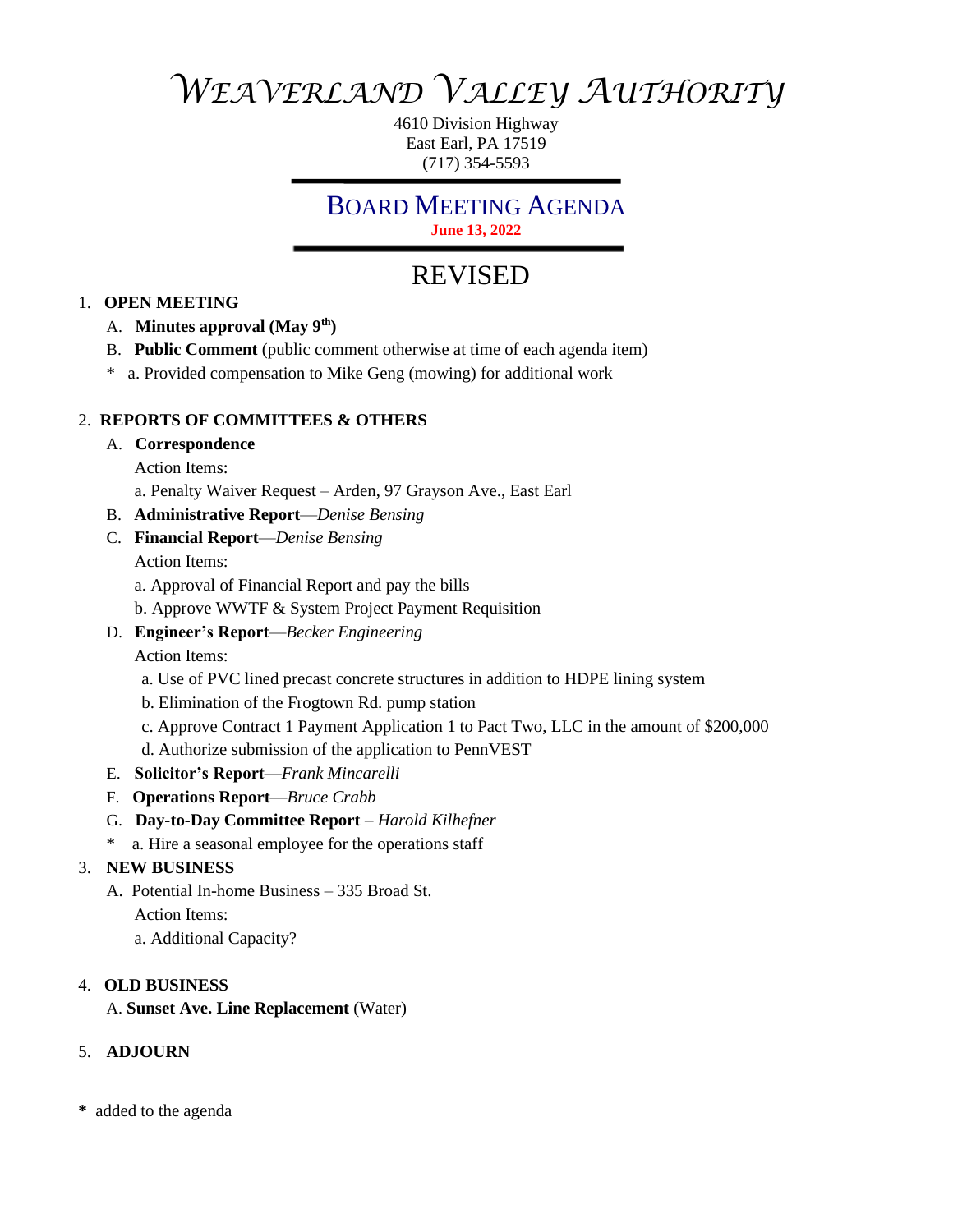# WEAVERLAND VALLEY AUTHORITY

4610 Division Highway
East Earl, PA 17519
(717) 354-5593

## BOARD MEETING AGENDA

**June 13, 2022**

## REVISED

1. **OPEN MEETING**
   - A. **Minutes approval (May 9th)**
   - B. **Public Comment** (public comment otherwise at time of each agenda item)
   - \* a. Provided compensation to Mike Geng (mowing) for additional work

2. **REPORTS OF COMMITTEES & OTHERS**
   - A. **Correspondence**

     Action Items:

     a. Penalty Waiver Request – Arden, 97 Grayson Ave., East Earl
   - B. **Administrative Report**—*Denise Bensing*
   - C. **Financial Report**—*Denise Bensing*

     Action Items:

     a. Approval of Financial Report and pay the bills

     b. Approve WWTF & System Project Payment Requisition
   - D. **Engineer's Report**—*Becker Engineering*

     Action Items:

     a. Use of PVC lined precast concrete structures in addition to HDPE lining system

     b. Elimination of the Frogtown Rd. pump station

     c. Approve Contract 1 Payment Application 1 to Pact Two, LLC in the amount of $200,000

     d. Authorize submission of the application to PennVEST
   - E. **Solicitor's Report**—*Frank Mincarelli*
   - F. **Operations Report**—*Bruce Crabb*
   - G. **Day-to-Day Committee Report** – *Harold Kilhefner*
   - \* a. Hire a seasonal employee for the operations staff

3. **NEW BUSINESS**
   - A. Potential In-home Business – 335 Broad St.

     Action Items:

     a. Additional Capacity?

4. **OLD BUSINESS**
   - A. **Sunset Ave. Line Replacement** (Water)

5. **ADJOURN**

**\*** added to the agenda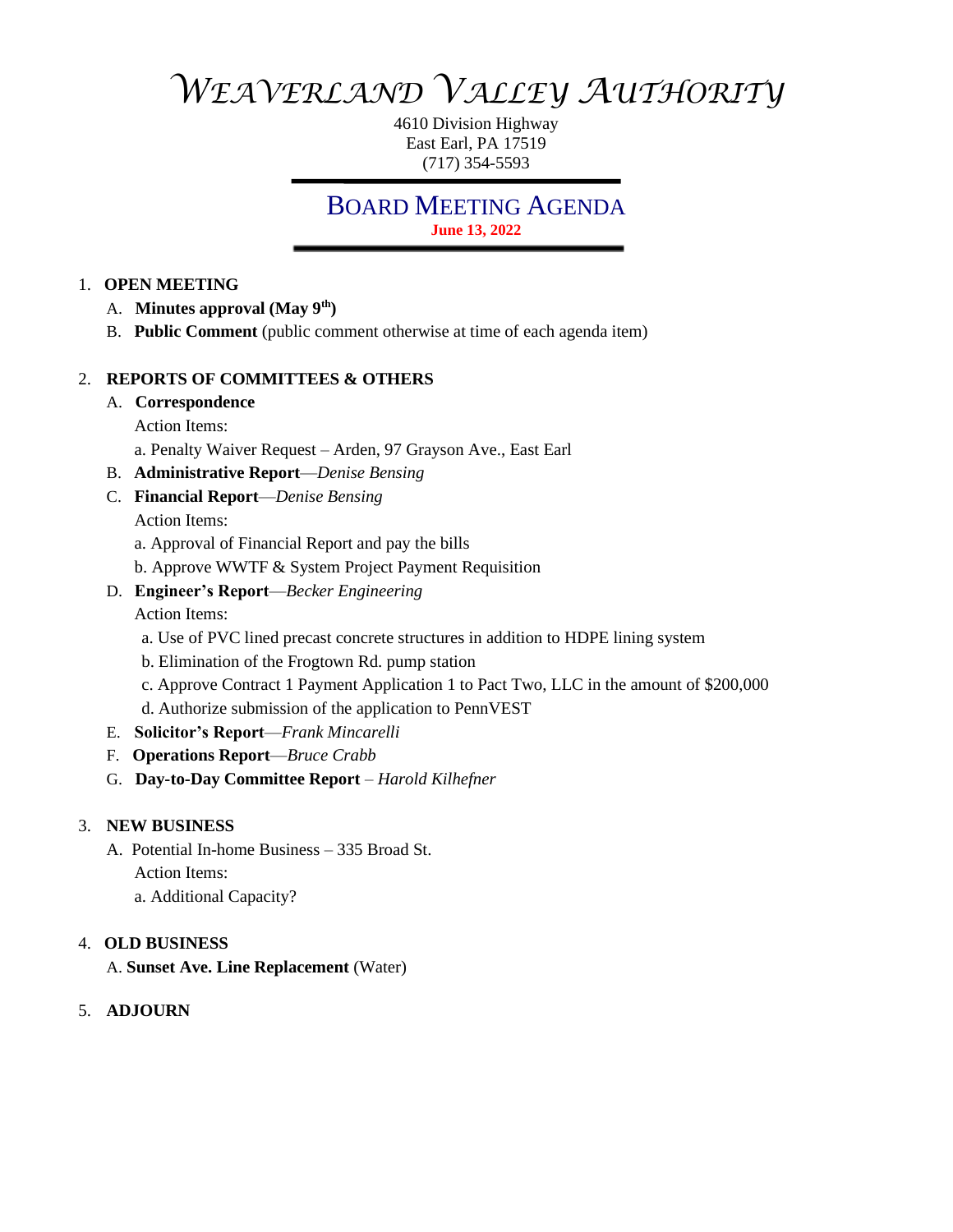# WEAVERLAND VALLEY AUTHORITY

4610 Division Highway
East Earl, PA 17519
(717) 354-5593

## BOARD MEETING AGENDA

**June 13, 2022**

1. **OPEN MEETING**
   - A. **Minutes approval (May 9th)**
   - B. **Public Comment** (public comment otherwise at time of each agenda item)

2. **REPORTS OF COMMITTEES & OTHERS**
   - A. **Correspondence**
     - Action Items:
     - a. Penalty Waiver Request – Arden, 97 Grayson Ave., East Earl
   - B. **Administrative Report**—*Denise Bensing*
   - C. **Financial Report**—*Denise Bensing*
     - Action Items:
     - a. Approval of Financial Report and pay the bills
     - b. Approve WWTF & System Project Payment Requisition
   - D. **Engineer's Report**—*Becker Engineering*
     - Action Items:
     - a. Use of PVC lined precast concrete structures in addition to HDPE lining system
     - b. Elimination of the Frogtown Rd. pump station
     - c. Approve Contract 1 Payment Application 1 to Pact Two, LLC in the amount of $200,000
     - d. Authorize submission of the application to PennVEST
   - E. **Solicitor's Report**—*Frank Mincarelli*
   - F. **Operations Report**—*Bruce Crabb*
   - G. **Day-to-Day Committee Report** – *Harold Kilhefner*

3. **NEW BUSINESS**
   - A. Potential In-home Business – 335 Broad St.
     - Action Items:
     - a. Additional Capacity?

4. **OLD BUSINESS**
   - A. **Sunset Ave. Line Replacement** (Water)

5. **ADJOURN**